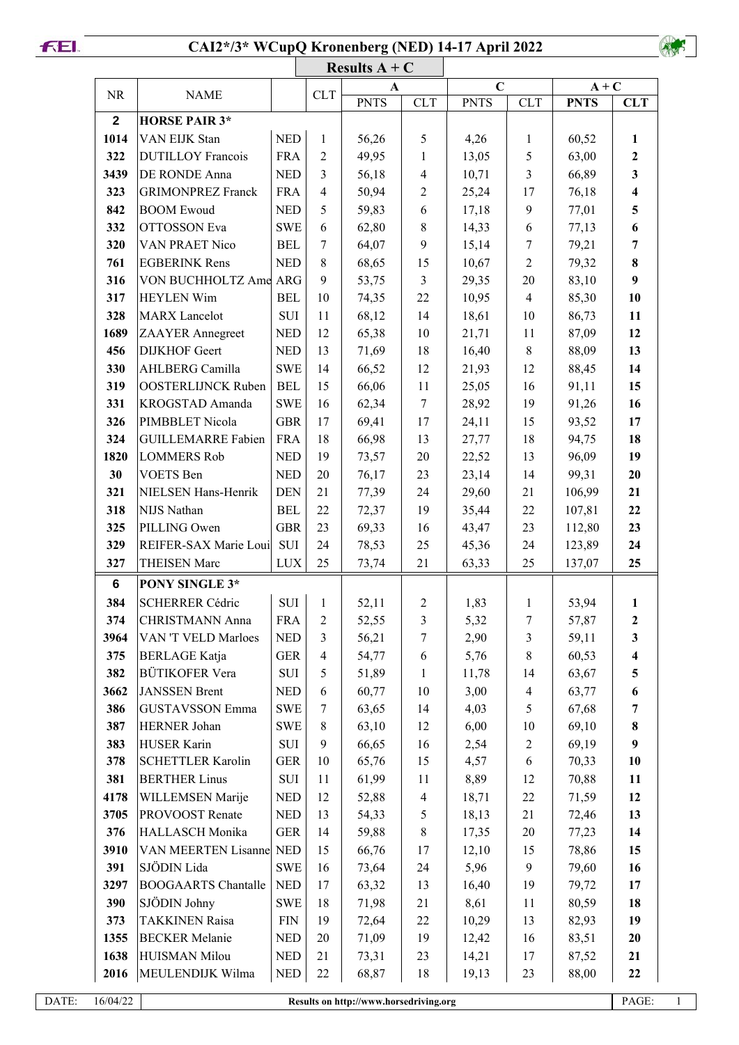# CAI2*/3* WCupQ Kronenberg (NED) 14-17 April 2022

## Results A + C

| NR | NAME | | CLT | A | | C | | A + C | |
|---|---|---|---|---|---|---|---|---|---|
| | | | | PNTS | CLT | PNTS | CLT | PNTS | CLT |
| **2** | **HORSE PAIR 3*** | | | | | | | | |
| **1014** | VAN EIJK Stan | NED | 1 | 56,26 | 5 | 4,26 | 1 | 60,52 | **1** |
| **322** | DUTILLOY Francois | FRA | 2 | 49,95 | 1 | 13,05 | 5 | 63,00 | **2** |
| **3439** | DE RONDE Anna | NED | 3 | 56,18 | 4 | 10,71 | 3 | 66,89 | **3** |
| **323** | GRIMONPREZ Franck | FRA | 4 | 50,94 | 2 | 25,24 | 17 | 76,18 | **4** |
| **842** | BOOM Ewoud | NED | 5 | 59,83 | 6 | 17,18 | 9 | 77,01 | **5** |
| **332** | OTTOSSON Eva | SWE | 6 | 62,80 | 8 | 14,33 | 6 | 77,13 | **6** |
| **320** | VAN PRAET Nico | BEL | 7 | 64,07 | 9 | 15,14 | 7 | 79,21 | **7** |
| **761** | EGBERINK Rens | NED | 8 | 68,65 | 15 | 10,67 | 2 | 79,32 | **8** |
| **316** | VON BUCHHOLTZ Ame | ARG | 9 | 53,75 | 3 | 29,35 | 20 | 83,10 | **9** |
| **317** | HEYLEN Wim | BEL | 10 | 74,35 | 22 | 10,95 | 4 | 85,30 | **10** |
| **328** | MARX Lancelot | SUI | 11 | 68,12 | 14 | 18,61 | 10 | 86,73 | **11** |
| **1689** | ZAAYER Annegreet | NED | 12 | 65,38 | 10 | 21,71 | 11 | 87,09 | **12** |
| **456** | DIJKHOF Geert | NED | 13 | 71,69 | 18 | 16,40 | 8 | 88,09 | **13** |
| **330** | AHLBERG Camilla | SWE | 14 | 66,52 | 12 | 21,93 | 12 | 88,45 | **14** |
| **319** | OOSTERLIJNCK Ruben | BEL | 15 | 66,06 | 11 | 25,05 | 16 | 91,11 | **15** |
| **331** | KROGSTAD Amanda | SWE | 16 | 62,34 | 7 | 28,92 | 19 | 91,26 | **16** |
| **326** | PIMBBLET Nicola | GBR | 17 | 69,41 | 17 | 24,11 | 15 | 93,52 | **17** |
| **324** | GUILLEMARRE Fabien | FRA | 18 | 66,98 | 13 | 27,77 | 18 | 94,75 | **18** |
| **1820** | LOMMERS Rob | NED | 19 | 73,57 | 20 | 22,52 | 13 | 96,09 | **19** |
| **30** | VOETS Ben | NED | 20 | 76,17 | 23 | 23,14 | 14 | 99,31 | **20** |
| **321** | NIELSEN Hans-Henrik | DEN | 21 | 77,39 | 24 | 29,60 | 21 | 106,99 | **21** |
| **318** | NIJS Nathan | BEL | 22 | 72,37 | 19 | 35,44 | 22 | 107,81 | **22** |
| **325** | PILLING Owen | GBR | 23 | 69,33 | 16 | 43,47 | 23 | 112,80 | **23** |
| **329** | REIFER-SAX Marie Loui | SUI | 24 | 78,53 | 25 | 45,36 | 24 | 123,89 | **24** |
| **327** | THEISEN Marc | LUX | 25 | 73,74 | 21 | 63,33 | 25 | 137,07 | **25** |
| **6** | **PONY SINGLE 3*** | | | | | | | | |
| **384** | SCHERRER Cédric | SUI | 1 | 52,11 | 2 | 1,83 | 1 | 53,94 | **1** |
| **374** | CHRISTMANN Anna | FRA | 2 | 52,55 | 3 | 5,32 | 7 | 57,87 | **2** |
| **3964** | VAN 'T VELD Marloes | NED | 3 | 56,21 | 7 | 2,90 | 3 | 59,11 | **3** |
| **375** | BERLAGE Katja | GER | 4 | 54,77 | 6 | 5,76 | 8 | 60,53 | **4** |
| **382** | BÜTIKOFER Vera | SUI | 5 | 51,89 | 1 | 11,78 | 14 | 63,67 | **5** |
| **3662** | JANSSEN Brent | NED | 6 | 60,77 | 10 | 3,00 | 4 | 63,77 | **6** |
| **386** | GUSTAVSSON Emma | SWE | 7 | 63,65 | 14 | 4,03 | 5 | 67,68 | **7** |
| **387** | HERNER Johan | SWE | 8 | 63,10 | 12 | 6,00 | 10 | 69,10 | **8** |
| **383** | HUSER Karin | SUI | 9 | 66,65 | 16 | 2,54 | 2 | 69,19 | **9** |
| **378** | SCHETTLER Karolin | GER | 10 | 65,76 | 15 | 4,57 | 6 | 70,33 | **10** |
| **381** | BERTHER Linus | SUI | 11 | 61,99 | 11 | 8,89 | 12 | 70,88 | **11** |
| **4178** | WILLEMSEN Marije | NED | 12 | 52,88 | 4 | 18,71 | 22 | 71,59 | **12** |
| **3705** | PROVOOST Renate | NED | 13 | 54,33 | 5 | 18,13 | 21 | 72,46 | **13** |
| **376** | HALLASCH Monika | GER | 14 | 59,88 | 8 | 17,35 | 20 | 77,23 | **14** |
| **3910** | VAN MEERTEN Lisanne | NED | 15 | 66,76 | 17 | 12,10 | 15 | 78,86 | **15** |
| **391** | SJÖDIN Lida | SWE | 16 | 73,64 | 24 | 5,96 | 9 | 79,60 | **16** |
| **3297** | BOOGAARTS Chantalle | NED | 17 | 63,32 | 13 | 16,40 | 19 | 79,72 | **17** |
| **390** | SJÖDIN Johny | SWE | 18 | 71,98 | 21 | 8,61 | 11 | 80,59 | **18** |
| **373** | TAKKINEN Raisa | FIN | 19 | 72,64 | 22 | 10,29 | 13 | 82,93 | **19** |
| **1355** | BECKER Melanie | NED | 20 | 71,09 | 19 | 12,42 | 16 | 83,51 | **20** |
| **1638** | HUISMAN Milou | NED | 21 | 73,31 | 23 | 14,21 | 17 | 87,52 | **21** |
| **2016** | MEULENDIJK Wilma | NED | 22 | 68,87 | 18 | 19,13 | 23 | 88,00 | **22** |

DATE: 16/04/22 — Results on http://www.horsedriving.org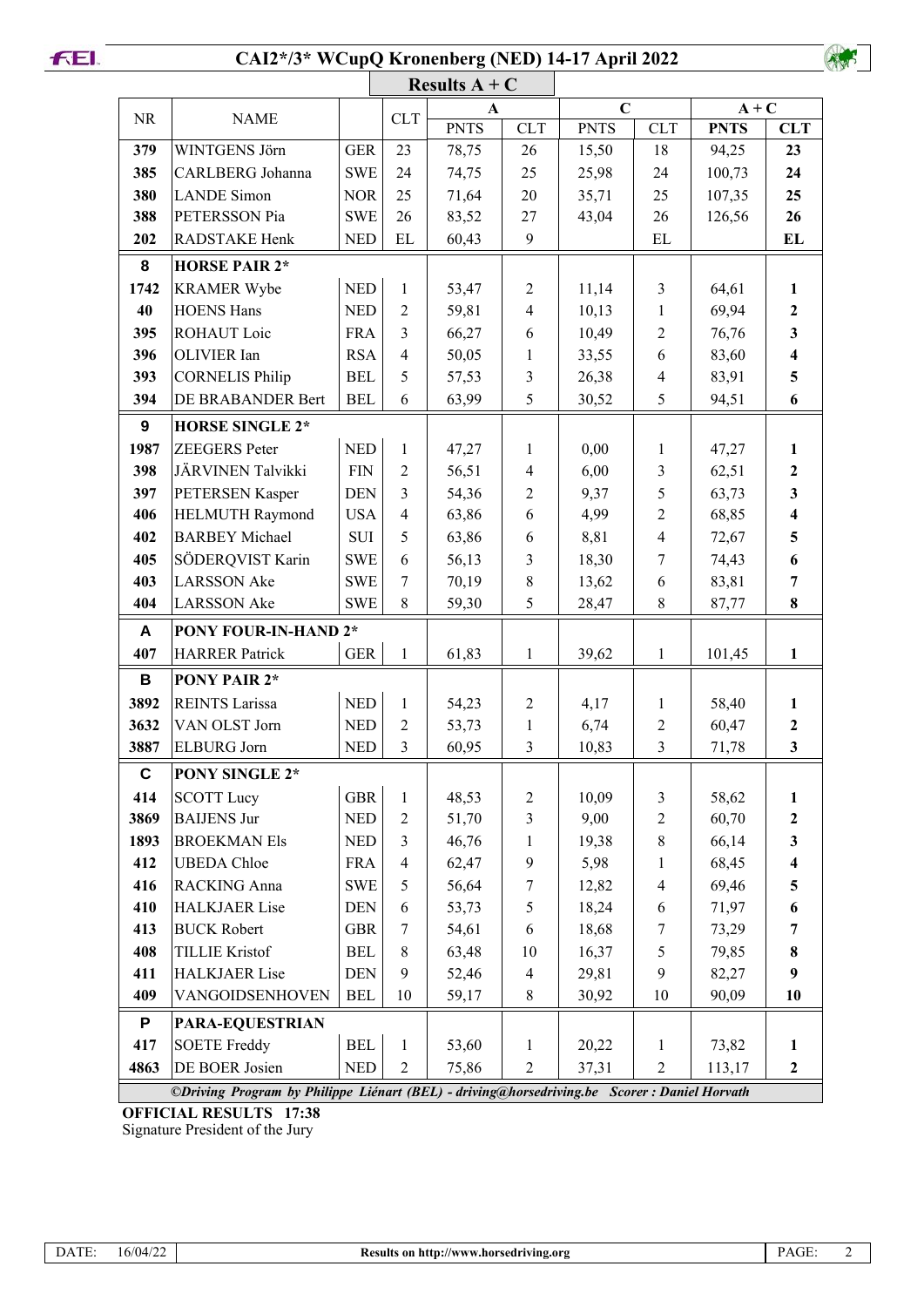# CAI2*/3* WCupQ Kronenberg (NED) 14-17 April 2022

## Results A + C

| NR | NAME | | CLT | A | | C | | A + C | |
|---|---|---|---|---|---|---|---|---|---|
| | | | | PNTS | CLT | PNTS | CLT | **PNTS** | **CLT** |
| 379 | WINTGENS Jörn | GER | 23 | 78,75 | 26 | 15,50 | 18 | 94,25 | **23** |
| 385 | CARLBERG Johanna | SWE | 24 | 74,75 | 25 | 25,98 | 24 | 100,73 | **24** |
| 380 | LANDE Simon | NOR | 25 | 71,64 | 20 | 35,71 | 25 | 107,35 | **25** |
| 388 | PETERSSON Pia | SWE | 26 | 83,52 | 27 | 43,04 | 26 | 126,56 | **26** |
| 202 | RADSTAKE Henk | NED | EL | 60,43 | 9 | | EL | | **EL** |
| **8** | **HORSE PAIR 2*** | | | | | | | | |
| 1742 | KRAMER Wybe | NED | 1 | 53,47 | 2 | 11,14 | 3 | 64,61 | **1** |
| 40 | HOENS Hans | NED | 2 | 59,81 | 4 | 10,13 | 1 | 69,94 | **2** |
| 395 | ROHAUT Loic | FRA | 3 | 66,27 | 6 | 10,49 | 2 | 76,76 | **3** |
| 396 | OLIVIER Ian | RSA | 4 | 50,05 | 1 | 33,55 | 6 | 83,60 | **4** |
| 393 | CORNELIS Philip | BEL | 5 | 57,53 | 3 | 26,38 | 4 | 83,91 | **5** |
| 394 | DE BRABANDER Bert | BEL | 6 | 63,99 | 5 | 30,52 | 5 | 94,51 | **6** |
| **9** | **HORSE SINGLE 2*** | | | | | | | | |
| 1987 | ZEEGERS Peter | NED | 1 | 47,27 | 1 | 0,00 | 1 | 47,27 | **1** |
| 398 | JÄRVINEN Talvikki | FIN | 2 | 56,51 | 4 | 6,00 | 3 | 62,51 | **2** |
| 397 | PETERSEN Kasper | DEN | 3 | 54,36 | 2 | 9,37 | 5 | 63,73 | **3** |
| 406 | HELMUTH Raymond | USA | 4 | 63,86 | 6 | 4,99 | 2 | 68,85 | **4** |
| 402 | BARBEY Michael | SUI | 5 | 63,86 | 6 | 8,81 | 4 | 72,67 | **5** |
| 405 | SÖDERQVIST Karin | SWE | 6 | 56,13 | 3 | 18,30 | 7 | 74,43 | **6** |
| 403 | LARSSON Ake | SWE | 7 | 70,19 | 8 | 13,62 | 6 | 83,81 | **7** |
| 404 | LARSSON Ake | SWE | 8 | 59,30 | 5 | 28,47 | 8 | 87,77 | **8** |
| **A** | **PONY FOUR-IN-HAND 2*** | | | | | | | | |
| 407 | HARRER Patrick | GER | 1 | 61,83 | 1 | 39,62 | 1 | 101,45 | **1** |
| **B** | **PONY PAIR 2*** | | | | | | | | |
| 3892 | REINTS Larissa | NED | 1 | 54,23 | 2 | 4,17 | 1 | 58,40 | **1** |
| 3632 | VAN OLST Jorn | NED | 2 | 53,73 | 1 | 6,74 | 2 | 60,47 | **2** |
| 3887 | ELBURG Jorn | NED | 3 | 60,95 | 3 | 10,83 | 3 | 71,78 | **3** |
| **C** | **PONY SINGLE 2*** | | | | | | | | |
| 414 | SCOTT Lucy | GBR | 1 | 48,53 | 2 | 10,09 | 3 | 58,62 | **1** |
| 3869 | BAIJENS Jur | NED | 2 | 51,70 | 3 | 9,00 | 2 | 60,70 | **2** |
| 1893 | BROEKMAN Els | NED | 3 | 46,76 | 1 | 19,38 | 8 | 66,14 | **3** |
| 412 | UBEDA Chloe | FRA | 4 | 62,47 | 9 | 5,98 | 1 | 68,45 | **4** |
| 416 | RACKING Anna | SWE | 5 | 56,64 | 7 | 12,82 | 4 | 69,46 | **5** |
| 410 | HALKJAER Lise | DEN | 6 | 53,73 | 5 | 18,24 | 6 | 71,97 | **6** |
| 413 | BUCK Robert | GBR | 7 | 54,61 | 6 | 18,68 | 7 | 73,29 | **7** |
| 408 | TILLIE Kristof | BEL | 8 | 63,48 | 10 | 16,37 | 5 | 79,85 | **8** |
| 411 | HALKJAER Lise | DEN | 9 | 52,46 | 4 | 29,81 | 9 | 82,27 | **9** |
| 409 | VANGOIDSENHOVEN | BEL | 10 | 59,17 | 8 | 30,92 | 10 | 90,09 | **10** |
| **P** | **PARA-EQUESTRIAN** | | | | | | | | |
| 417 | SOETE Freddy | BEL | 1 | 53,60 | 1 | 20,22 | 1 | 73,82 | **1** |
| 4863 | DE BOER Josien | NED | 2 | 75,86 | 2 | 37,31 | 2 | 113,17 | **2** |

*©Driving Program by Philippe Liénart (BEL) - driving@horsedriving.be Scorer : Daniel Horvath*

**OFFICIAL RESULTS 17:38**

Signature President of the Jury

DATE: 16/04/22 — **Results on http://www.horsedriving.org**